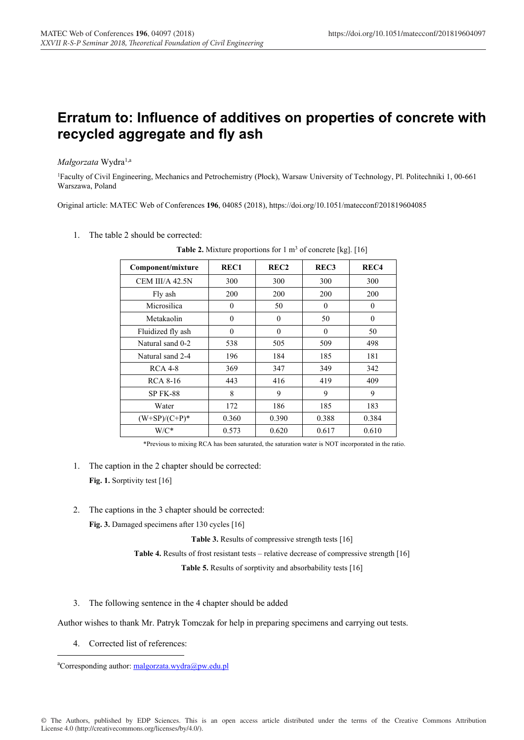# Erratum to: Influence of additives on properties of concrete with recycled aggregate and fly ash

*Małgorzata* Wydra[1,a]

[1]Faculty of Civil Engineering, Mechanics and Petrochemistry (Płock), Warsaw University of Technology, Pl. Politechniki 1, 00-661 Warszawa, Poland

Original article: MATEC Web of Conferences **196**, 04085 (2018), https://doi.org/10.1051/matecconf/201819604085

1. The table 2 should be corrected:

**Table 2.** Mixture proportions for 1 m$^3$ of concrete [kg]. [16]

| Component/mixture | REC1 | REC2 | REC3 | REC4 |
|---|---|---|---|---|
| CEM III/A 42.5N | 300 | 300 | 300 | 300 |
| Fly ash | 200 | 200 | 200 | 200 |
| Microsilica | 0 | 50 | 0 | 0 |
| Metakaolin | 0 | 0 | 50 | 0 |
| Fluidized fly ash | 0 | 0 | 0 | 50 |
| Natural sand 0-2 | 538 | 505 | 509 | 498 |
| Natural sand 2-4 | 196 | 184 | 185 | 181 |
| RCA 4-8 | 369 | 347 | 349 | 342 |
| RCA 8-16 | 443 | 416 | 419 | 409 |
| SP FK-88 | 8 | 9 | 9 | 9 |
| Water | 172 | 186 | 185 | 183 |
| (W+SP)/(C+P)* | 0.360 | 0.390 | 0.388 | 0.384 |
| W/C* | 0.573 | 0.620 | 0.617 | 0.610 |

*Previous to mixing RCA has been saturated, the saturation water is NOT incorporated in the ratio.

1. The caption in the 2 chapter should be corrected:

   **Fig. 1.** Sorptivity test [16]

2. The captions in the 3 chapter should be corrected:

   **Fig. 3.** Damaged specimens after 130 cycles [16]

   **Table 3.** Results of compressive strength tests [16]

   **Table 4.** Results of frost resistant tests – relative decrease of compressive strength [16]

   **Table 5.** Results of sorptivity and absorbability tests [16]

3. The following sentence in the 4 chapter should be added

Author wishes to thank Mr. Patryk Tomczak for help in preparing specimens and carrying out tests.

4. Corrected list of references:

[a]Corresponding author: malgorzata.wydra@pw.edu.pl

© The Authors, published by EDP Sciences. This is an open access article distributed under the terms of the Creative Commons Attribution License 4.0 (http://creativecommons.org/licenses/by/4.0/).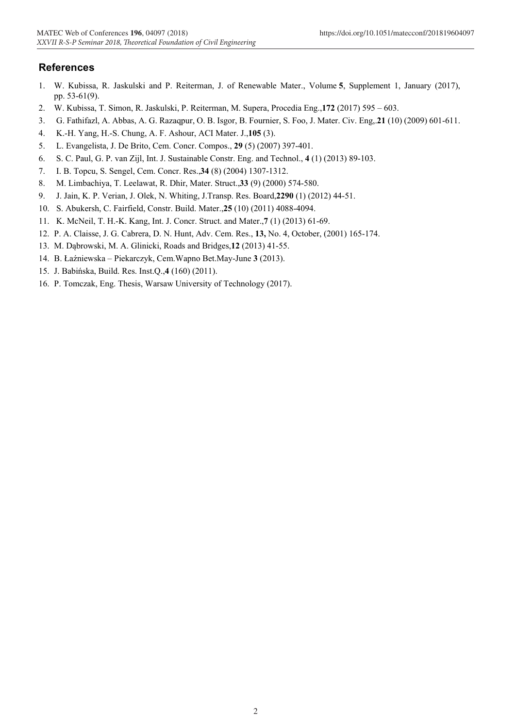## References

1. W. Kubissa, R. Jaskulski and P. Reiterman, J. of Renewable Mater., Volume **5**, Supplement 1, January (2017), pp. 53-61(9).
2. W. Kubissa, T. Simon, R. Jaskulski, P. Reiterman, M. Supera, Procedia Eng.,**172** (2017) 595 – 603.
3. G. Fathifazl, A. Abbas, A. G. Razaqpur, O. B. Isgor, B. Fournier, S. Foo, J. Mater. Civ. Eng,.**21** (10) (2009) 601-611.
4. K.-H. Yang, H.-S. Chung, A. F. Ashour, ACI Mater. J.,**105** (3).
5. L. Evangelista, J. De Brito, Cem. Concr. Compos., **29** (5) (2007) 397-401.
6. S. C. Paul, G. P. van Zijl, Int. J. Sustainable Constr. Eng. and Technol., **4** (1) (2013) 89-103.
7. I. B. Topcu, S. Sengel, Cem. Concr. Res.,**34** (8) (2004) 1307-1312.
8. M. Limbachiya, T. Leelawat, R. Dhir, Mater. Struct.,**33** (9) (2000) 574-580.
9. J. Jain, K. P. Verian, J. Olek, N. Whiting, J.Transp. Res. Board,**2290** (1) (2012) 44-51.
10. S. Abukersh, C. Fairfield, Constr. Build. Mater.,**25** (10) (2011) 4088-4094.
11. K. McNeil, T. H.-K. Kang, Int. J. Concr. Struct. and Mater.,**7** (1) (2013) 61-69.
12. P. A. Claisse, J. G. Cabrera, D. N. Hunt, Adv. Cem. Res., **13,** No. 4, October, (2001) 165-174.
13. M. Dąbrowski, M. A. Glinicki, Roads and Bridges,**12** (2013) 41-55.
14. B. Łaźniewska – Piekarczyk, Cem.Wapno Bet.May-June **3** (2013).
15. J. Babińska, Build. Res. Inst.Q.,**4** (160) (2011).
16. P. Tomczak, Eng. Thesis, Warsaw University of Technology (2017).